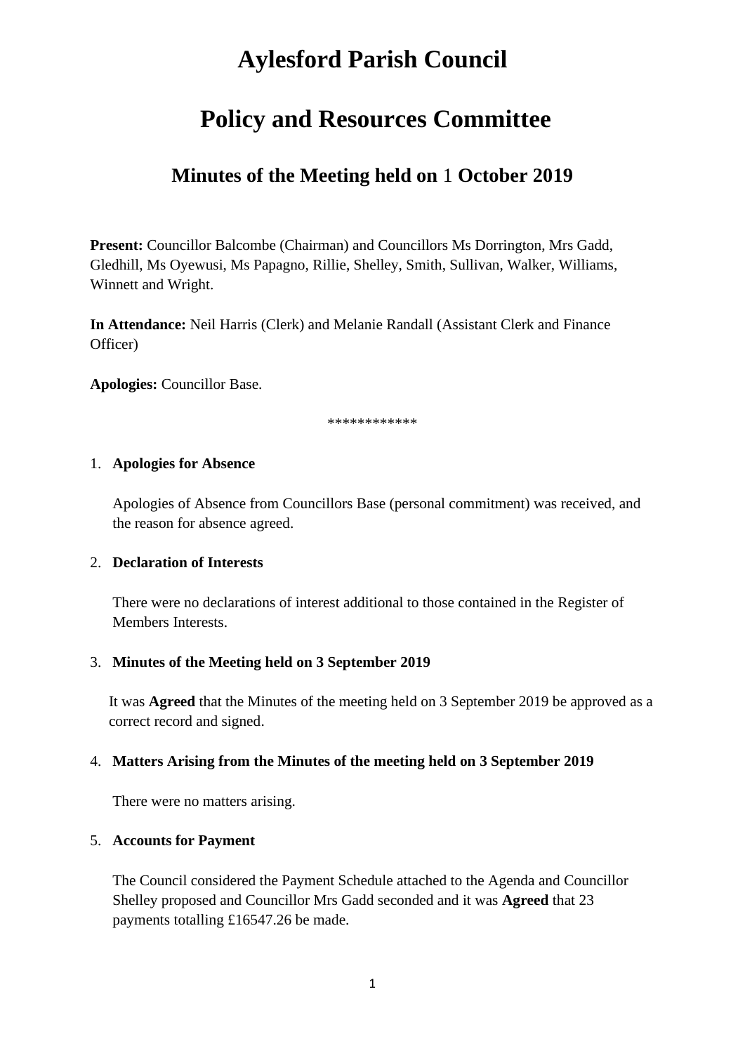# Aylesford Parish Council

# Policy and Resources Committee

## Minutes of the Meeting held on 1 October 2019

**Present:** Councillor Balcombe (Chairman) and Councillors Ms Dorrington, Mrs Gadd, Gledhill, Ms Oyewusi, Ms Papagno, Rillie, Shelley, Smith, Sullivan, Walker, Williams, Winnett and Wright.

**In Attendance:** Neil Harris (Clerk) and Melanie Randall (Assistant Clerk and Finance Officer)

**Apologies:** Councillor Base.

************

1. **Apologies for Absence**

   Apologies of Absence from Councillors Base (personal commitment) was received, and the reason for absence agreed.

2. **Declaration of Interests**

   There were no declarations of interest additional to those contained in the Register of Members Interests.

3. **Minutes of the Meeting held on 3 September 2019**

   It was **Agreed** that the Minutes of the meeting held on 3 September 2019 be approved as a correct record and signed.

4. **Matters Arising from the Minutes of the meeting held on 3 September 2019**

   There were no matters arising.

5. **Accounts for Payment**

   The Council considered the Payment Schedule attached to the Agenda and Councillor Shelley proposed and Councillor Mrs Gadd seconded and it was **Agreed** that 23 payments totalling £16547.26 be made.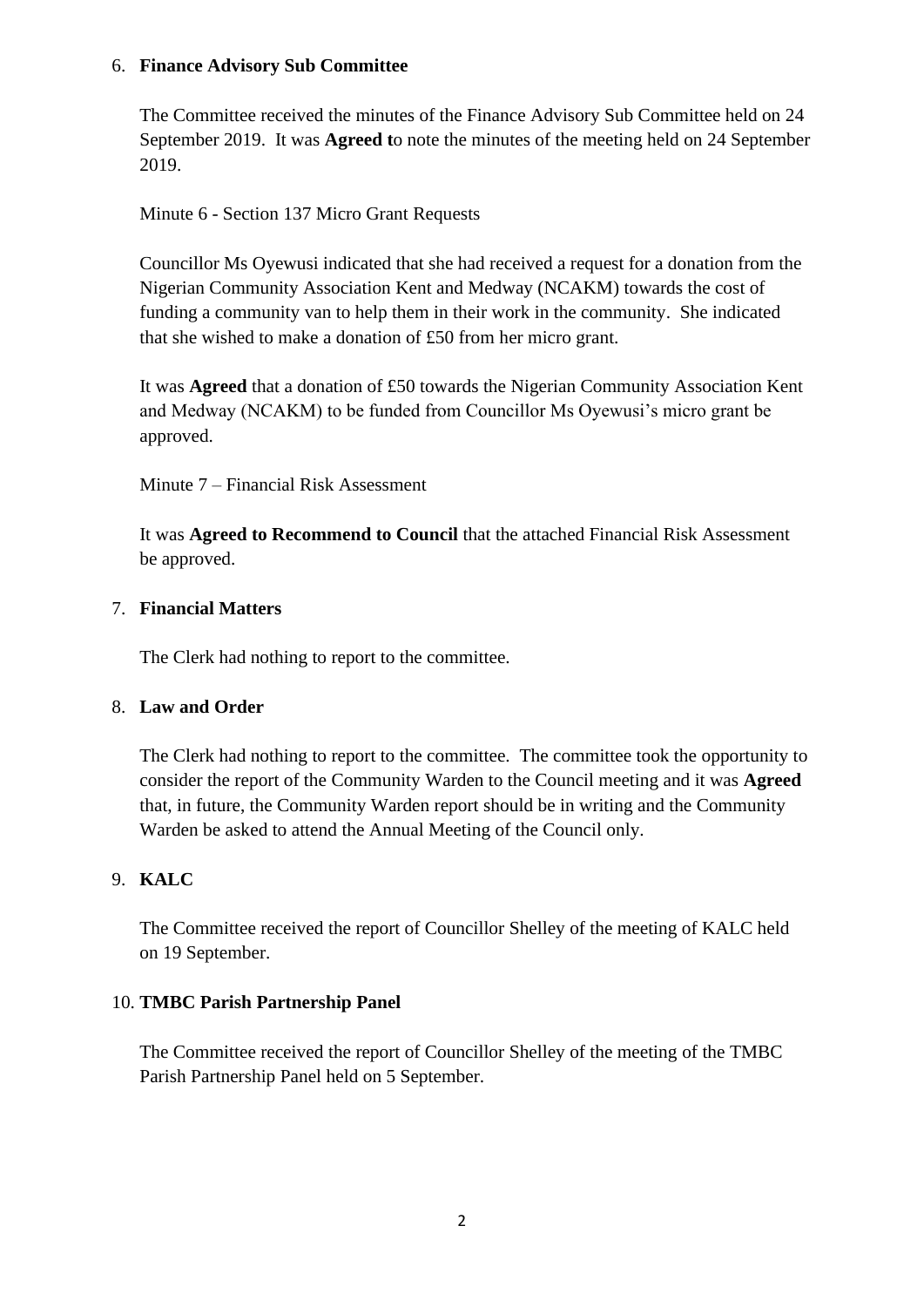6. **Finance Advisory Sub Committee**

   The Committee received the minutes of the Finance Advisory Sub Committee held on 24 September 2019. It was **Agreed t**o note the minutes of the meeting held on 24 September 2019.

   Minute 6 - Section 137 Micro Grant Requests

   Councillor Ms Oyewusi indicated that she had received a request for a donation from the Nigerian Community Association Kent and Medway (NCAKM) towards the cost of funding a community van to help them in their work in the community. She indicated that she wished to make a donation of £50 from her micro grant.

   It was **Agreed** that a donation of £50 towards the Nigerian Community Association Kent and Medway (NCAKM) to be funded from Councillor Ms Oyewusi's micro grant be approved.

   Minute 7 – Financial Risk Assessment

   It was **Agreed to Recommend to Council** that the attached Financial Risk Assessment be approved.

7. **Financial Matters**

   The Clerk had nothing to report to the committee.

8. **Law and Order**

   The Clerk had nothing to report to the committee. The committee took the opportunity to consider the report of the Community Warden to the Council meeting and it was **Agreed** that, in future, the Community Warden report should be in writing and the Community Warden be asked to attend the Annual Meeting of the Council only.

9. **KALC**

   The Committee received the report of Councillor Shelley of the meeting of KALC held on 19 September.

10. **TMBC Parish Partnership Panel**

    The Committee received the report of Councillor Shelley of the meeting of the TMBC Parish Partnership Panel held on 5 September.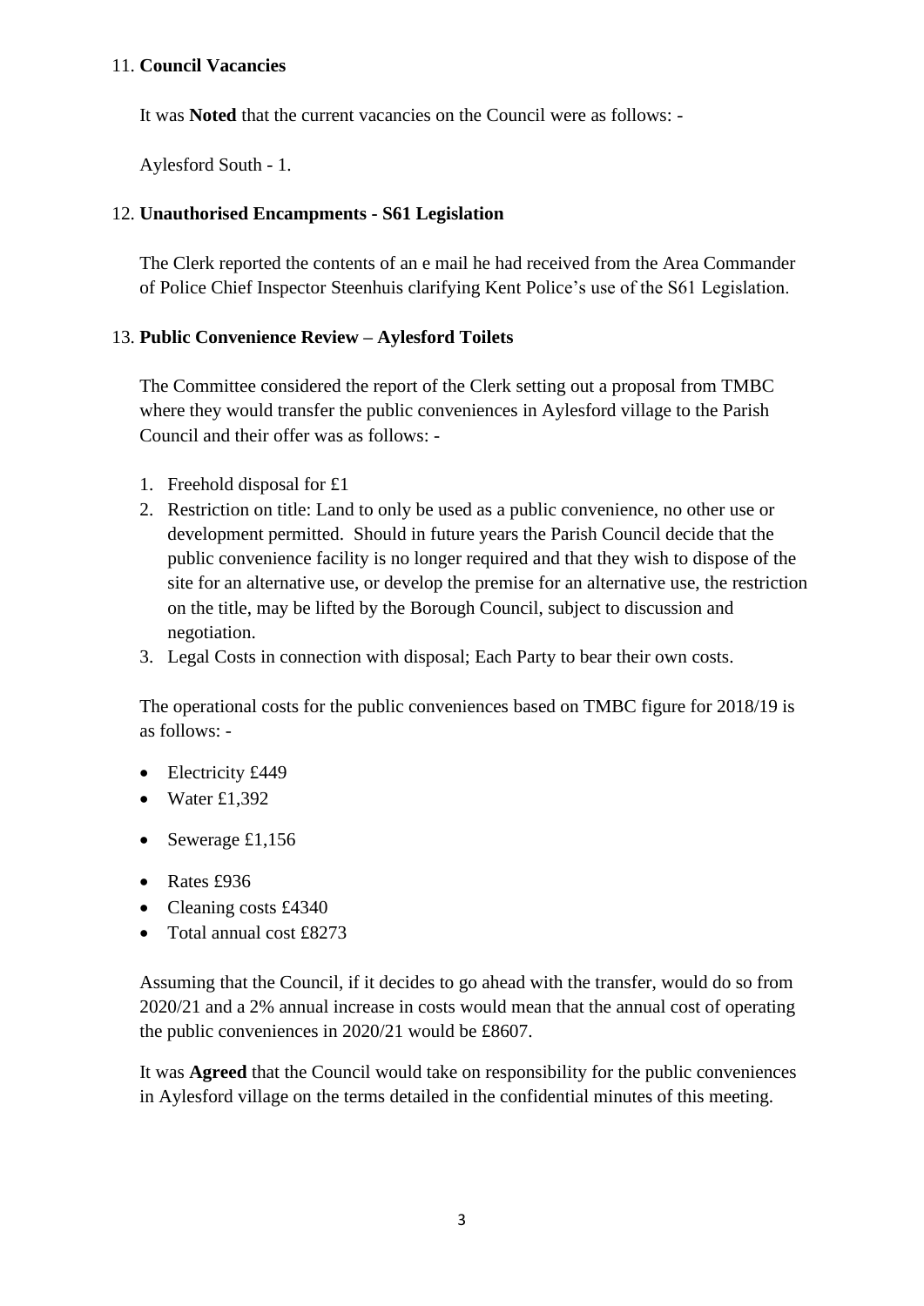11. **Council Vacancies**

It was **Noted** that the current vacancies on the Council were as follows: -

Aylesford South - 1.

12. **Unauthorised Encampments - S61 Legislation**

The Clerk reported the contents of an e mail he had received from the Area Commander of Police Chief Inspector Steenhuis clarifying Kent Police's use of the S61 Legislation.

13. **Public Convenience Review – Aylesford Toilets**

The Committee considered the report of the Clerk setting out a proposal from TMBC where they would transfer the public conveniences in Aylesford village to the Parish Council and their offer was as follows: -

1. Freehold disposal for £1
2. Restriction on title: Land to only be used as a public convenience, no other use or development permitted. Should in future years the Parish Council decide that the public convenience facility is no longer required and that they wish to dispose of the site for an alternative use, or develop the premise for an alternative use, the restriction on the title, may be lifted by the Borough Council, subject to discussion and negotiation.
3. Legal Costs in connection with disposal; Each Party to bear their own costs.

The operational costs for the public conveniences based on TMBC figure for 2018/19 is as follows: -

- Electricity £449
- Water £1,392
- Sewerage £1,156
- Rates £936
- Cleaning costs £4340
- Total annual cost £8273

Assuming that the Council, if it decides to go ahead with the transfer, would do so from 2020/21 and a 2% annual increase in costs would mean that the annual cost of operating the public conveniences in 2020/21 would be £8607.

It was **Agreed** that the Council would take on responsibility for the public conveniences in Aylesford village on the terms detailed in the confidential minutes of this meeting.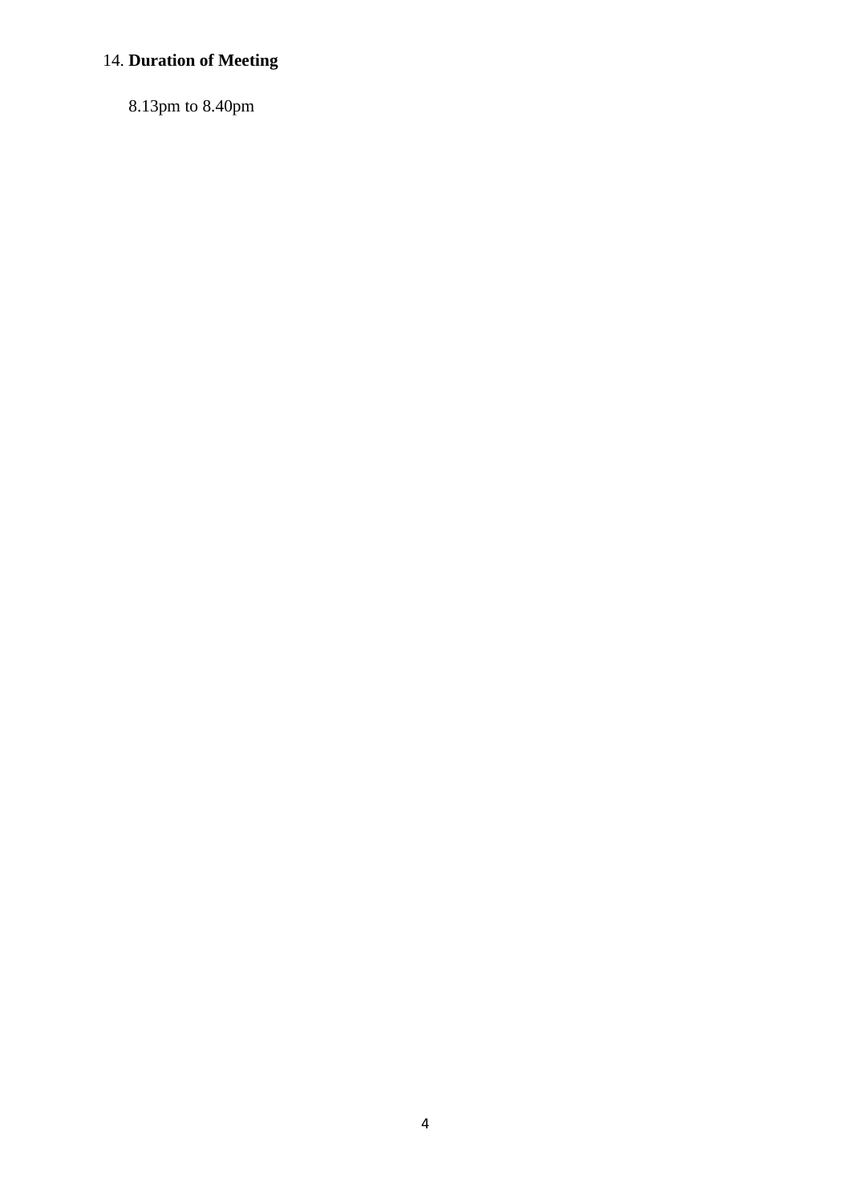14. **Duration of Meeting**

8.13pm to 8.40pm